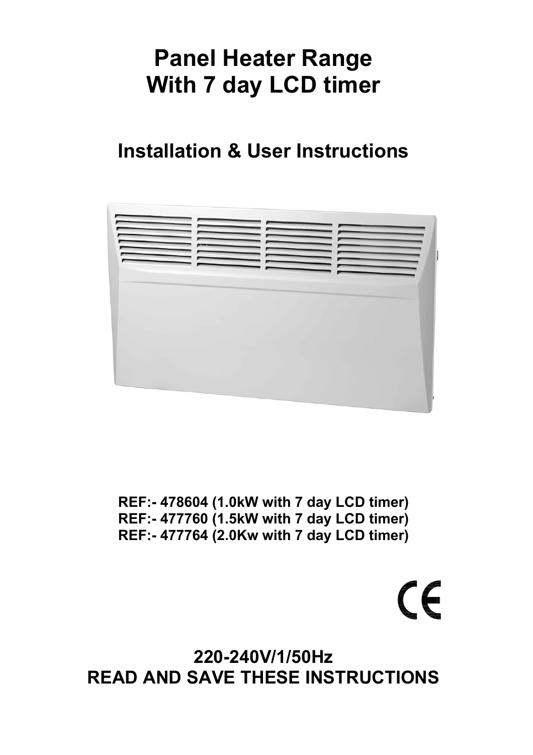# Panel Heater Range
# With 7 day LCD timer

## Installation & User Instructions

**REF:- 478604 (1.0kW with 7 day LCD timer)**
**REF:- 477760 (1.5kW with 7 day LCD timer)**
**REF:- 477764 (2.0Kw with 7 day LCD timer)**

CE

**220-240V/1/50Hz**
**READ AND SAVE THESE INSTRUCTIONS**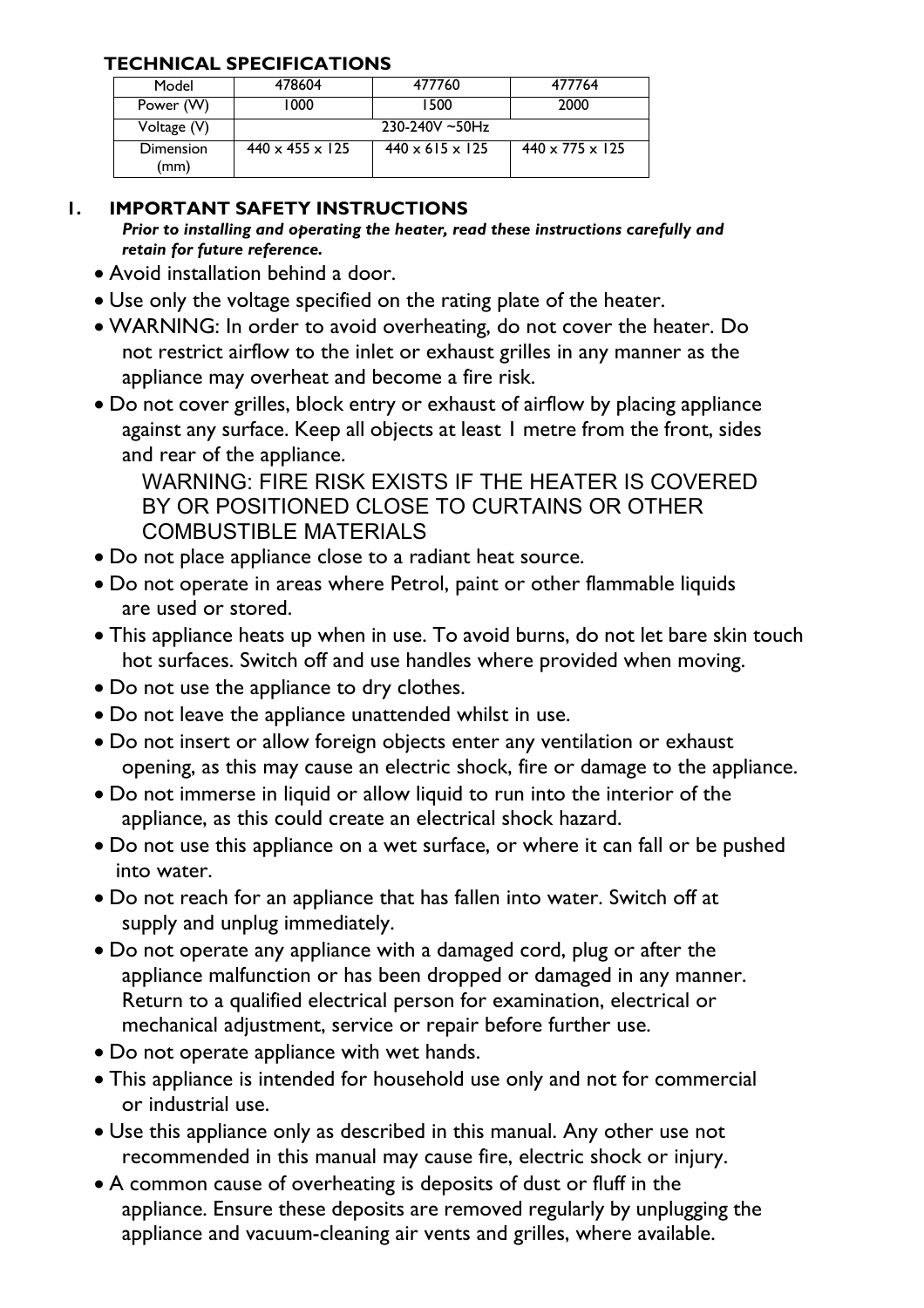## TECHNICAL SPECIFICATIONS

| Model | 478604 | 477760 | 477764 |
|---|---|---|---|
| Power (W) | 1000 | 1500 | 2000 |
| Voltage (V) | 230-240V ~50Hz | | |
| Dimension (mm) | 440 x 455 x 125 | 440 x 615 x 125 | 440 x 775 x 125 |

## 1. IMPORTANT SAFETY INSTRUCTIONS

***Prior to installing and operating the heater, read these instructions carefully and retain for future reference.***

- Avoid installation behind a door.
- Use only the voltage specified on the rating plate of the heater.
- WARNING: In order to avoid overheating, do not cover the heater. Do not restrict airflow to the inlet or exhaust grilles in any manner as the appliance may overheat and become a fire risk.
- Do not cover grilles, block entry or exhaust of airflow by placing appliance against any surface. Keep all objects at least 1 metre from the front, sides and rear of the appliance.

  WARNING: FIRE RISK EXISTS IF THE HEATER IS COVERED BY OR POSITIONED CLOSE TO CURTAINS OR OTHER COMBUSTIBLE MATERIALS
- Do not place appliance close to a radiant heat source.
- Do not operate in areas where Petrol, paint or other flammable liquids are used or stored.
- This appliance heats up when in use. To avoid burns, do not let bare skin touch hot surfaces. Switch off and use handles where provided when moving.
- Do not use the appliance to dry clothes.
- Do not leave the appliance unattended whilst in use.
- Do not insert or allow foreign objects enter any ventilation or exhaust opening, as this may cause an electric shock, fire or damage to the appliance.
- Do not immerse in liquid or allow liquid to run into the interior of the appliance, as this could create an electrical shock hazard.
- Do not use this appliance on a wet surface, or where it can fall or be pushed into water.
- Do not reach for an appliance that has fallen into water. Switch off at supply and unplug immediately.
- Do not operate any appliance with a damaged cord, plug or after the appliance malfunction or has been dropped or damaged in any manner. Return to a qualified electrical person for examination, electrical or mechanical adjustment, service or repair before further use.
- Do not operate appliance with wet hands.
- This appliance is intended for household use only and not for commercial or industrial use.
- Use this appliance only as described in this manual. Any other use not recommended in this manual may cause fire, electric shock or injury.
- A common cause of overheating is deposits of dust or fluff in the appliance. Ensure these deposits are removed regularly by unplugging the appliance and vacuum-cleaning air vents and grilles, where available.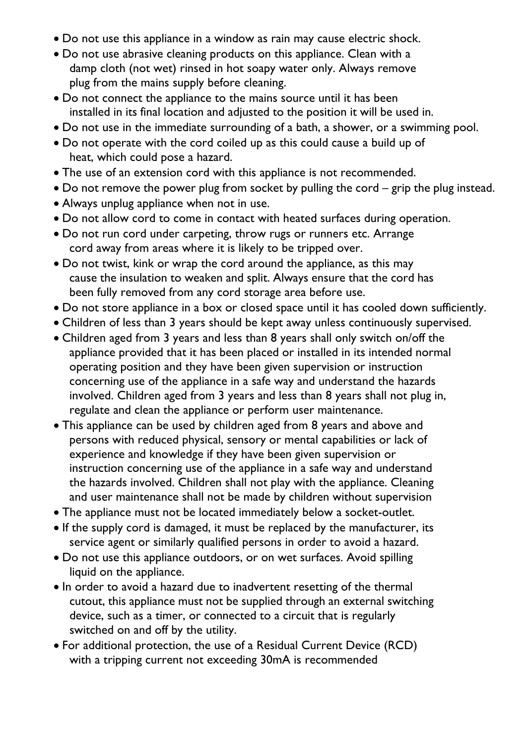- Do not use this appliance in a window as rain may cause electric shock.
- Do not use abrasive cleaning products on this appliance. Clean with a damp cloth (not wet) rinsed in hot soapy water only. Always remove plug from the mains supply before cleaning.
- Do not connect the appliance to the mains source until it has been installed in its final location and adjusted to the position it will be used in.
- Do not use in the immediate surrounding of a bath, a shower, or a swimming pool.
- Do not operate with the cord coiled up as this could cause a build up of heat, which could pose a hazard.
- The use of an extension cord with this appliance is not recommended.
- Do not remove the power plug from socket by pulling the cord – grip the plug instead.
- Always unplug appliance when not in use.
- Do not allow cord to come in contact with heated surfaces during operation.
- Do not run cord under carpeting, throw rugs or runners etc. Arrange cord away from areas where it is likely to be tripped over.
- Do not twist, kink or wrap the cord around the appliance, as this may cause the insulation to weaken and split. Always ensure that the cord has been fully removed from any cord storage area before use.
- Do not store appliance in a box or closed space until it has cooled down sufficiently.
- Children of less than 3 years should be kept away unless continuously supervised.
- Children aged from 3 years and less than 8 years shall only switch on/off the appliance provided that it has been placed or installed in its intended normal operating position and they have been given supervision or instruction concerning use of the appliance in a safe way and understand the hazards involved. Children aged from 3 years and less than 8 years shall not plug in, regulate and clean the appliance or perform user maintenance.
- This appliance can be used by children aged from 8 years and above and persons with reduced physical, sensory or mental capabilities or lack of experience and knowledge if they have been given supervision or instruction concerning use of the appliance in a safe way and understand the hazards involved. Children shall not play with the appliance. Cleaning and user maintenance shall not be made by children without supervision
- The appliance must not be located immediately below a socket-outlet.
- If the supply cord is damaged, it must be replaced by the manufacturer, its service agent or similarly qualified persons in order to avoid a hazard.
- Do not use this appliance outdoors, or on wet surfaces. Avoid spilling liquid on the appliance.
- In order to avoid a hazard due to inadvertent resetting of the thermal cutout, this appliance must not be supplied through an external switching device, such as a timer, or connected to a circuit that is regularly switched on and off by the utility.
- For additional protection, the use of a Residual Current Device (RCD) with a tripping current not exceeding 30mA is recommended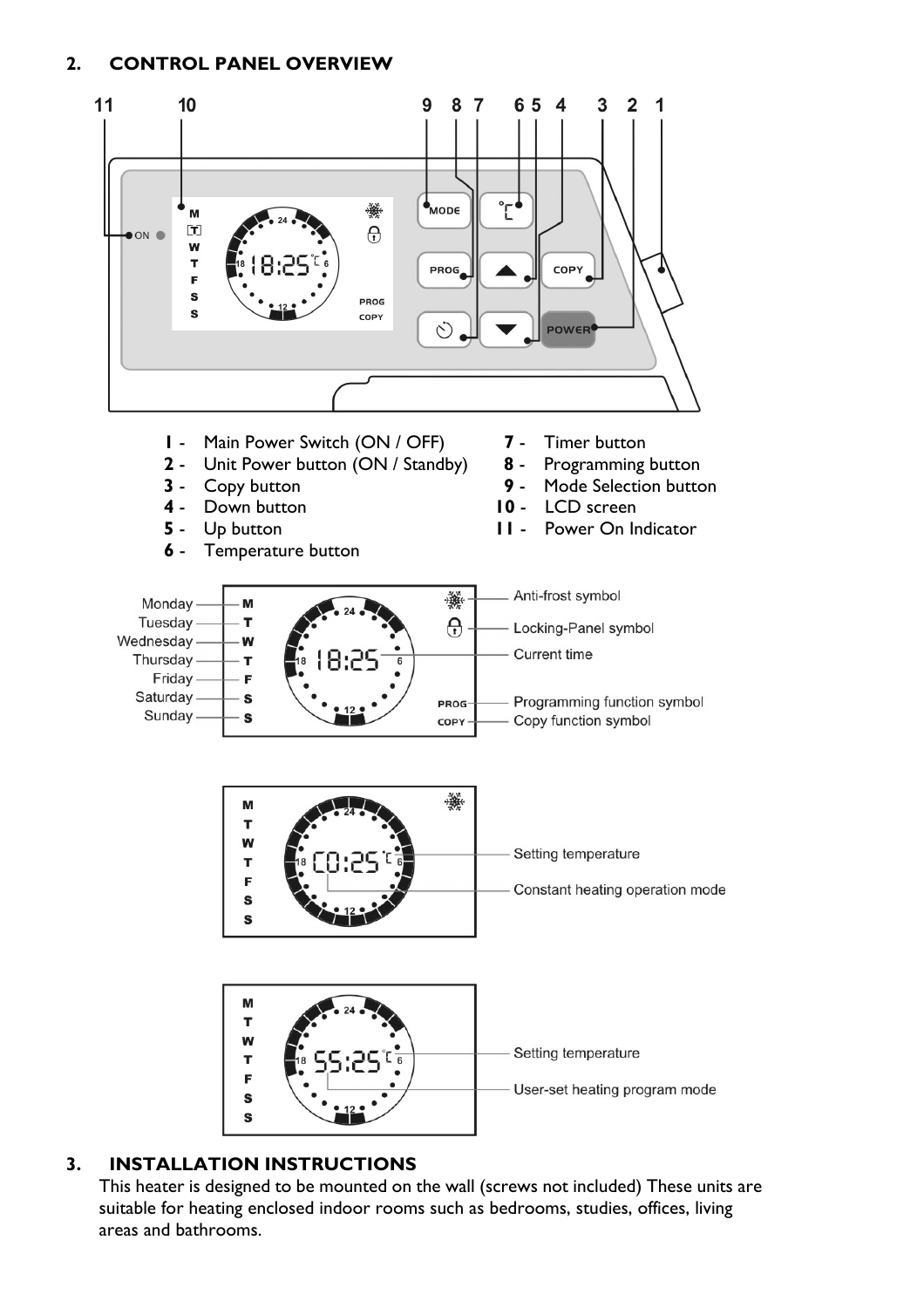## 2. CONTROL PANEL OVERVIEW

1 - Main Power Switch (ON / OFF)
2 - Unit Power button (ON / Standby)
3 - Copy button
4 - Down button
5 - Up button
6 - Temperature button
7 - Timer button
8 - Programming button
9 - Mode Selection button
10 - LCD screen
11 - Power On Indicator

- Monday – M
- Tuesday – T
- Wednesday – W
- Thursday – T
- Friday – F
- Saturday – S
- Sunday – S

- Anti-frost symbol
- Locking-Panel symbol
- Current time
- Programming function symbol
- Copy function symbol

- Setting temperature
- Constant heating operation mode

- Setting temperature
- User-set heating program mode

## 3. INSTALLATION INSTRUCTIONS

This heater is designed to be mounted on the wall (screws not included) These units are suitable for heating enclosed indoor rooms such as bedrooms, studies, offices, living areas and bathrooms.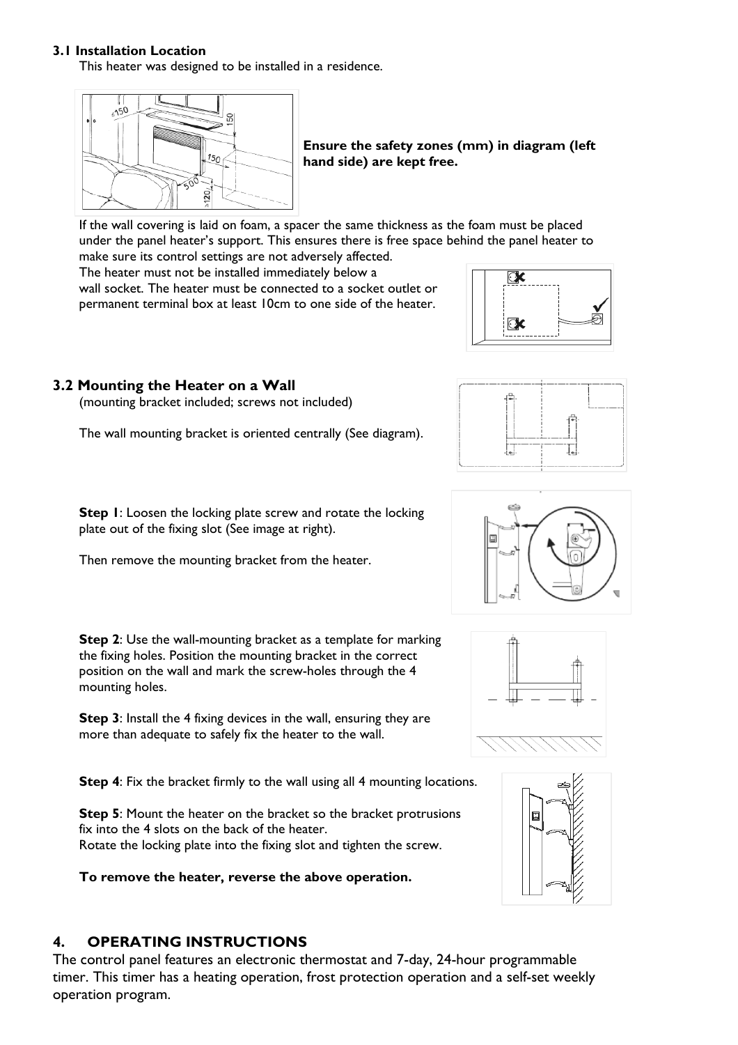### 3.1 Installation Location

This heater was designed to be installed in a residence.

**Ensure the safety zones (mm) in diagram (left hand side) are kept free.**

If the wall covering is laid on foam, a spacer the same thickness as the foam must be placed under the panel heater's support. This ensures there is free space behind the panel heater to make sure its control settings are not adversely affected.

The heater must not be installed immediately below a wall socket. The heater must be connected to a socket outlet or permanent terminal box at least 10cm to one side of the heater.

### 3.2 Mounting the Heater on a Wall

(mounting bracket included; screws not included)

The wall mounting bracket is oriented centrally (See diagram).

**Step 1**: Loosen the locking plate screw and rotate the locking plate out of the fixing slot (See image at right).

Then remove the mounting bracket from the heater.

**Step 2**: Use the wall-mounting bracket as a template for marking the fixing holes. Position the mounting bracket in the correct position on the wall and mark the screw-holes through the 4 mounting holes.

**Step 3**: Install the 4 fixing devices in the wall, ensuring they are more than adequate to safely fix the heater to the wall.

**Step 4**: Fix the bracket firmly to the wall using all 4 mounting locations.

**Step 5**: Mount the heater on the bracket so the bracket protrusions fix into the 4 slots on the back of the heater.
Rotate the locking plate into the fixing slot and tighten the screw.

**To remove the heater, reverse the above operation.**

## 4. OPERATING INSTRUCTIONS

The control panel features an electronic thermostat and 7-day, 24-hour programmable timer. This timer has a heating operation, frost protection operation and a self-set weekly operation program.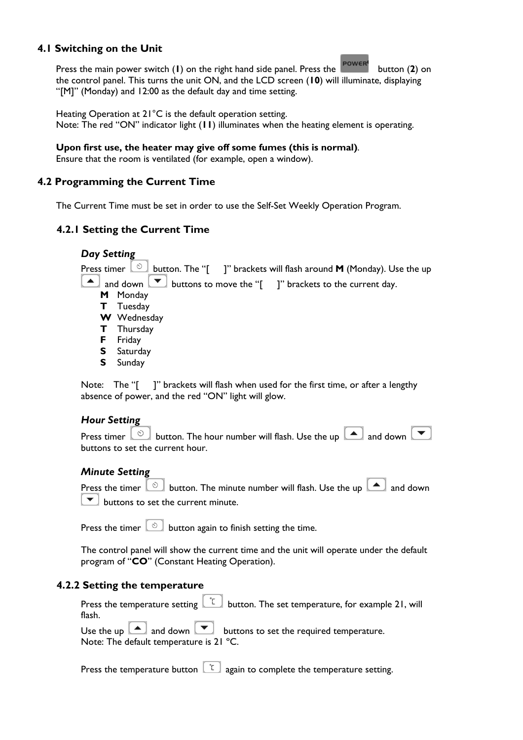## 4.1 Switching on the Unit

Press the main power switch (**1**) on the right hand side panel. Press the POWER button (**2**) on the control panel. This turns the unit ON, and the LCD screen (**10**) will illuminate, displaying "[M]" (Monday) and 12:00 as the default day and time setting.

Heating Operation at 21°C is the default operation setting.
Note: The red "ON" indicator light (**11**) illuminates when the heating element is operating.

**Upon first use, the heater may give off some fumes (this is normal)**.
Ensure that the room is ventilated (for example, open a window).

## 4.2 Programming the Current Time

The Current Time must be set in order to use the Self-Set Weekly Operation Program.

### 4.2.1 Setting the Current Time

***Day Setting***

Press timer button. The "[ ]" brackets will flash around **M** (Monday). Use the up and down buttons to move the "[ ]" brackets to the current day.

- **M** Monday
- **T** Tuesday
- **W** Wednesday
- **T** Thursday
- **F** Friday
- **S** Saturday
- **S** Sunday

Note: The "[ ]" brackets will flash when used for the first time, or after a lengthy absence of power, and the red "ON" light will glow.

***Hour Setting***

Press timer button. The hour number will flash. Use the up and down buttons to set the current hour.

***Minute Setting***

Press the timer button. The minute number will flash. Use the up and down buttons to set the current minute.

Press the timer button again to finish setting the time.

The control panel will show the current time and the unit will operate under the default program of "**CO**" (Constant Heating Operation).

### 4.2.2 Setting the temperature

Press the temperature setting button. The set temperature, for example 21, will flash.

Use the up and down buttons to set the required temperature.
Note: The default temperature is 21 °C.

Press the temperature button again to complete the temperature setting.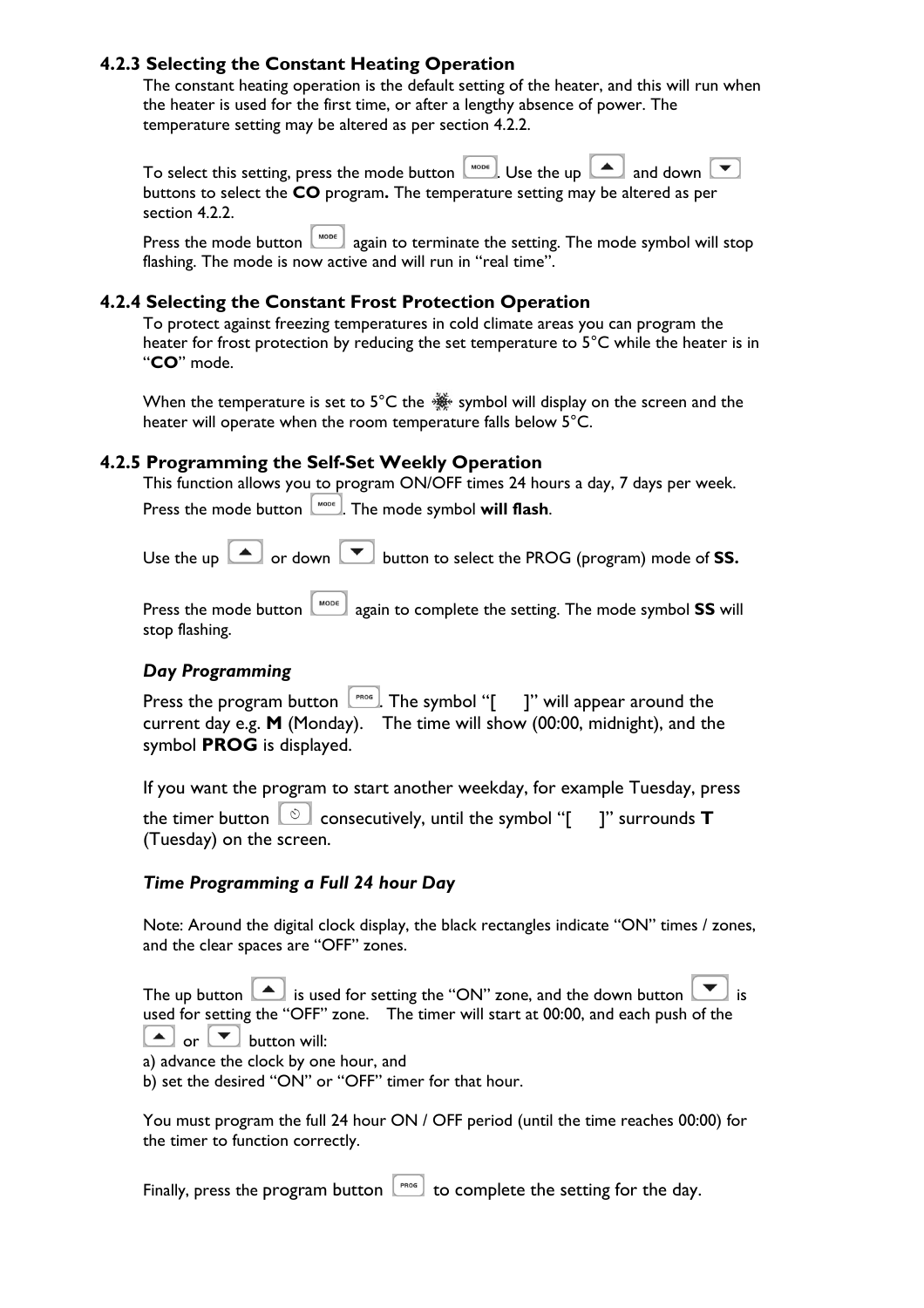### 4.2.3 Selecting the Constant Heating Operation

The constant heating operation is the default setting of the heater, and this will run when the heater is used for the first time, or after a lengthy absence of power. The temperature setting may be altered as per section 4.2.2.

To select this setting, press the mode button MODE. Use the up ▲ and down ▼ buttons to select the **CO** program**.** The temperature setting may be altered as per section 4.2.2.

Press the mode button MODE again to terminate the setting. The mode symbol will stop flashing. The mode is now active and will run in "real time".

### 4.2.4 Selecting the Constant Frost Protection Operation

To protect against freezing temperatures in cold climate areas you can program the heater for frost protection by reducing the set temperature to 5°C while the heater is in "**CO**" mode.

When the temperature is set to 5°C the ❄ symbol will display on the screen and the heater will operate when the room temperature falls below 5°C.

### 4.2.5 Programming the Self-Set Weekly Operation

This function allows you to program ON/OFF times 24 hours a day, 7 days per week.

Press the mode button MODE. The mode symbol **will flash**.

Use the up ▲ or down ▼ button to select the PROG (program) mode of **SS.**

Press the mode button MODE again to complete the setting. The mode symbol **SS** will stop flashing.

#### *Day Programming*

Press the program button PROG. The symbol "[ ]" will appear around the current day e.g. **M** (Monday). The time will show (00:00, midnight), and the symbol **PROG** is displayed.

If you want the program to start another weekday, for example Tuesday, press the timer button ⏲ consecutively, until the symbol "[ ]" surrounds **T** (Tuesday) on the screen.

#### *Time Programming a Full 24 hour Day*

Note: Around the digital clock display, the black rectangles indicate "ON" times / zones, and the clear spaces are "OFF" zones.

The up button ▲ is used for setting the "ON" zone, and the down button ▼ is used for setting the "OFF" zone. The timer will start at 00:00, and each push of the ▲ or ▼ button will:

a) advance the clock by one hour, and
b) set the desired "ON" or "OFF" timer for that hour.

You must program the full 24 hour ON / OFF period (until the time reaches 00:00) for the timer to function correctly.

Finally, press the program button PROG to complete the setting for the day.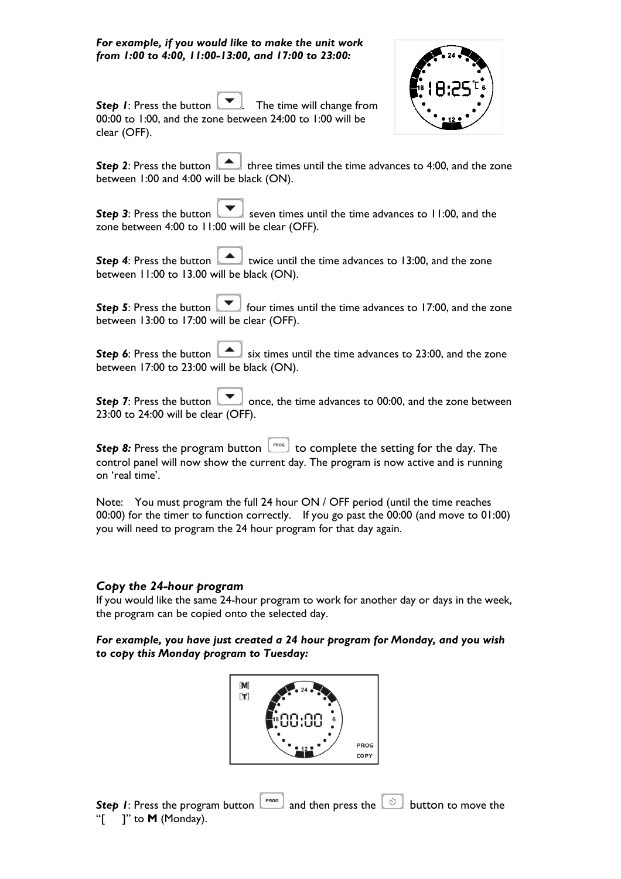***For example, if you would like to make the unit work from 1:00 to 4:00, 11:00-13:00, and 17:00 to 23:00:***

***Step 1***: Press the button ▼. The time will change from 00:00 to 1:00, and the zone between 24:00 to 1:00 will be clear (OFF).

***Step 2***: Press the button ▲ three times until the time advances to 4:00, and the zone between 1:00 and 4:00 will be black (ON).

***Step 3***: Press the button ▼ seven times until the time advances to 11:00, and the zone between 4:00 to 11:00 will be clear (OFF).

***Step 4***: Press the button ▲ twice until the time advances to 13:00, and the zone between 11:00 to 13.00 will be black (ON).

***Step 5***: Press the button ▼ four times until the time advances to 17:00, and the zone between 13:00 to 17:00 will be clear (OFF).

***Step 6***: Press the button ▲ six times until the time advances to 23:00, and the zone between 17:00 to 23:00 will be black (ON).

***Step 7***: Press the button ▼ once, the time advances to 00:00, and the zone between 23:00 to 24:00 will be clear (OFF).

***Step 8:*** Press the program button PROG to complete the setting for the day. The control panel will now show the current day. The program is now active and is running on 'real time'.

Note: You must program the full 24 hour ON / OFF period (until the time reaches 00:00) for the timer to function correctly. If you go past the 00:00 (and move to 01:00) you will need to program the 24 hour program for that day again.

### *Copy the 24-hour program*

If you would like the same 24-hour program to work for another day or days in the week, the program can be copied onto the selected day.

***For example, you have just created a 24 hour program for Monday, and you wish to copy this Monday program to Tuesday:***

***Step 1***: Press the program button PROG and then press the ⏲ button to move the "[ ]" to **M** (Monday).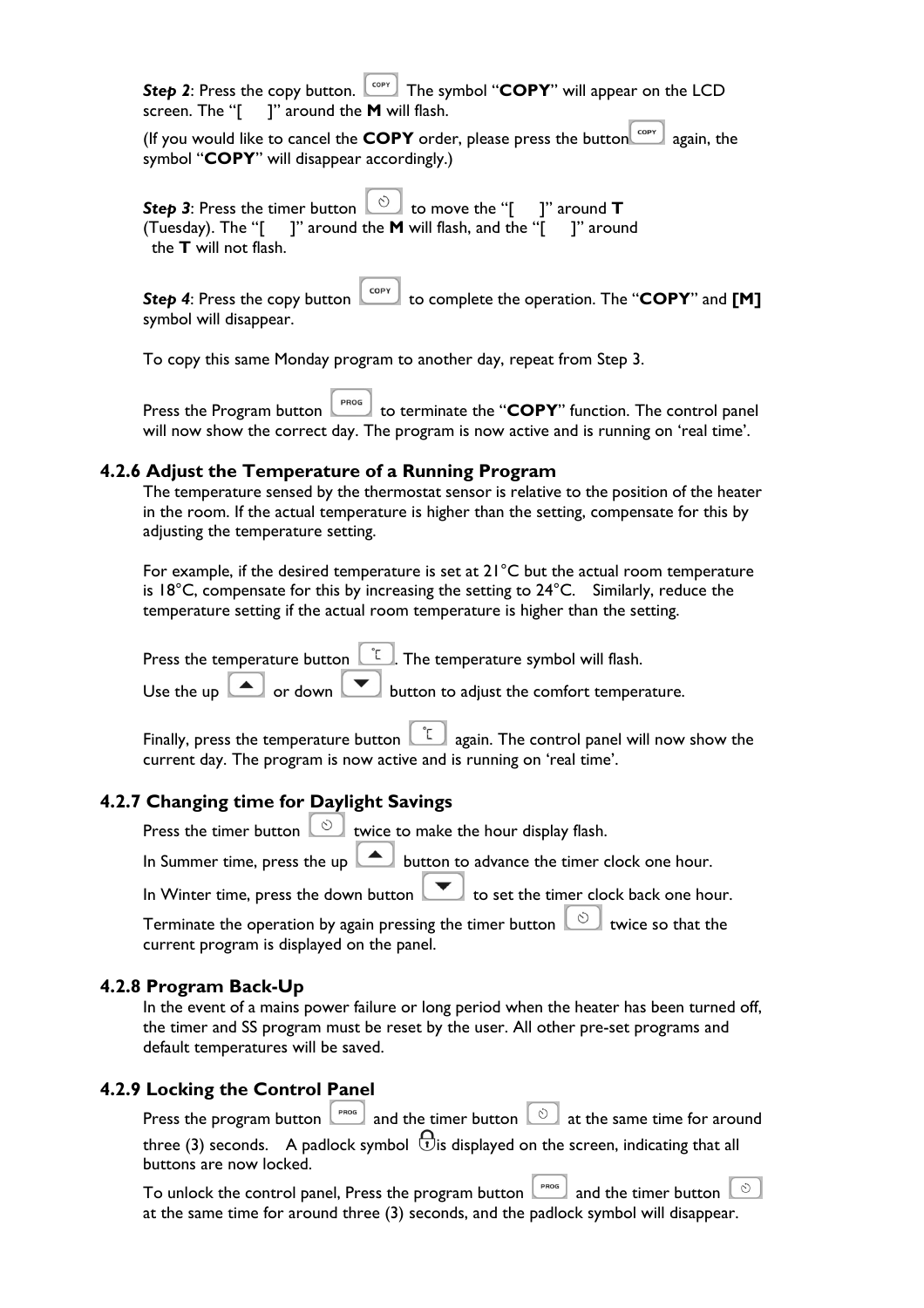***Step 2***: Press the copy button. The symbol "**COPY**" will appear on the LCD screen. The "[ ]" around the **M** will flash.

(If you would like to cancel the **COPY** order, please press the button again, the symbol "**COPY**" will disappear accordingly.)

***Step 3***: Press the timer button to move the "[ ]" around **T** (Tuesday). The "[ ]" around the **M** will flash, and the "[ ]" around the **T** will not flash.

***Step 4***: Press the copy button to complete the operation. The "**COPY**" and **[M]** symbol will disappear.

To copy this same Monday program to another day, repeat from Step 3.

Press the Program button to terminate the "**COPY**" function. The control panel will now show the correct day. The program is now active and is running on 'real time'.

### 4.2.6 Adjust the Temperature of a Running Program

The temperature sensed by the thermostat sensor is relative to the position of the heater in the room. If the actual temperature is higher than the setting, compensate for this by adjusting the temperature setting.

For example, if the desired temperature is set at 21°C but the actual room temperature is 18°C, compensate for this by increasing the setting to 24°C. Similarly, reduce the temperature setting if the actual room temperature is higher than the setting.

Press the temperature button. The temperature symbol will flash.

Use the up or down button to adjust the comfort temperature.

Finally, press the temperature button again. The control panel will now show the current day. The program is now active and is running on 'real time'.

### 4.2.7 Changing time for Daylight Savings

Press the timer button twice to make the hour display flash.

In Summer time, press the up button to advance the timer clock one hour.

In Winter time, press the down button to set the timer clock back one hour.

Terminate the operation by again pressing the timer button twice so that the current program is displayed on the panel.

### 4.2.8 Program Back-Up

In the event of a mains power failure or long period when the heater has been turned off, the timer and SS program must be reset by the user. All other pre-set programs and default temperatures will be saved.

### 4.2.9 Locking the Control Panel

Press the program button and the timer button at the same time for around three (3) seconds. A padlock symbol is displayed on the screen, indicating that all buttons are now locked.

To unlock the control panel, Press the program button and the timer button at the same time for around three (3) seconds, and the padlock symbol will disappear.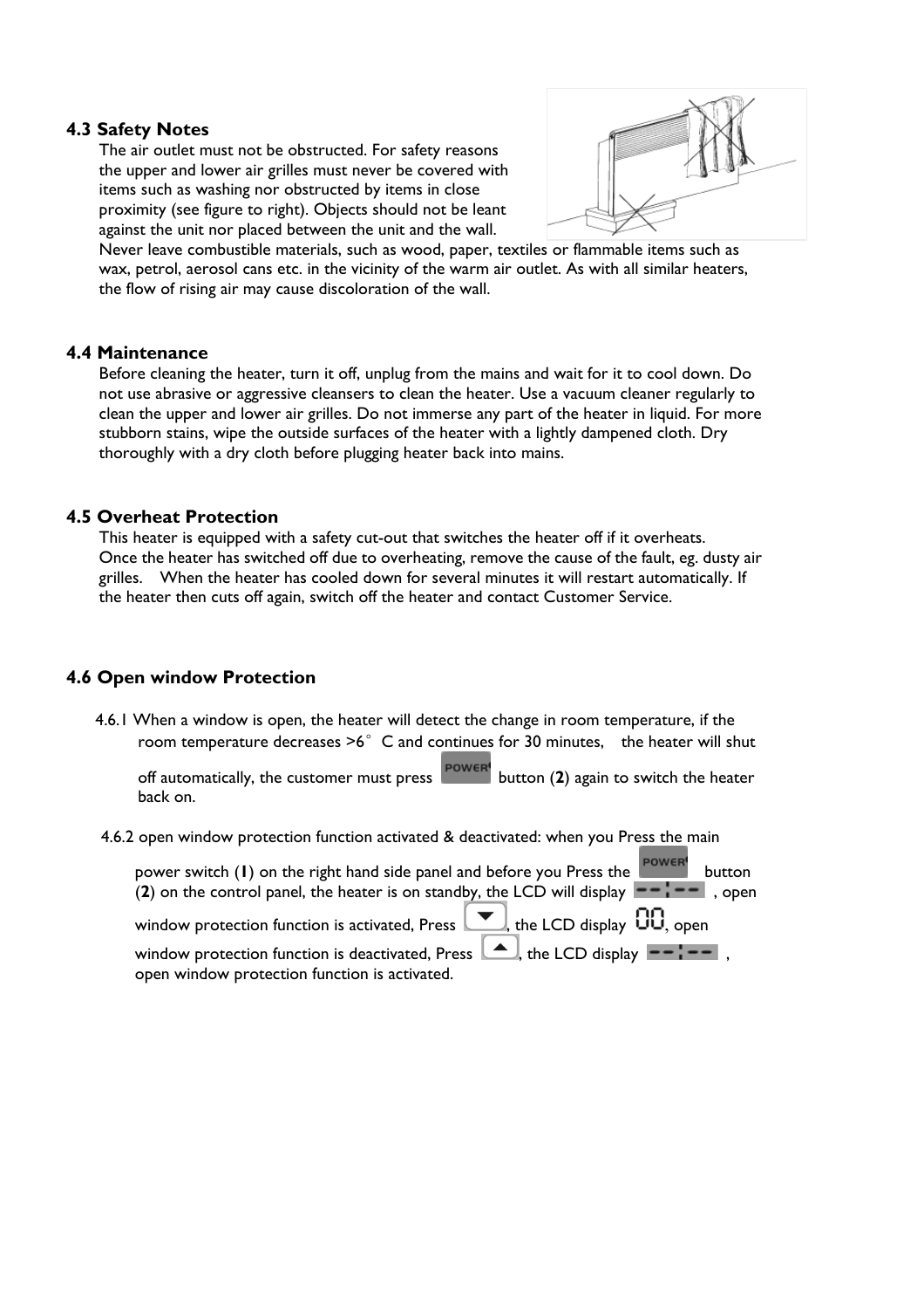### 4.3 Safety Notes

The air outlet must not be obstructed. For safety reasons the upper and lower air grilles must never be covered with items such as washing nor obstructed by items in close proximity (see figure to right). Objects should not be leant against the unit nor placed between the unit and the wall. Never leave combustible materials, such as wood, paper, textiles or flammable items such as wax, petrol, aerosol cans etc. in the vicinity of the warm air outlet. As with all similar heaters, the flow of rising air may cause discoloration of the wall.

### 4.4 Maintenance

Before cleaning the heater, turn it off, unplug from the mains and wait for it to cool down. Do not use abrasive or aggressive cleansers to clean the heater. Use a vacuum cleaner regularly to clean the upper and lower air grilles. Do not immerse any part of the heater in liquid. For more stubborn stains, wipe the outside surfaces of the heater with a lightly dampened cloth. Dry thoroughly with a dry cloth before plugging heater back into mains.

### 4.5 Overheat Protection

This heater is equipped with a safety cut-out that switches the heater off if it overheats. Once the heater has switched off due to overheating, remove the cause of the fault, eg. dusty air grilles. When the heater has cooled down for several minutes it will restart automatically. If the heater then cuts off again, switch off the heater and contact Customer Service.

### 4.6 Open window Protection

4.6.1 When a window is open, the heater will detect the change in room temperature, if the room temperature decreases >6° C and continues for 30 minutes, the heater will shut off automatically, the customer must press POWER button (**2**) again to switch the heater back on.

4.6.2 open window protection function activated & deactivated: when you Press the main power switch (**1**) on the right hand side panel and before you Press the POWER button (**2**) on the control panel, the heater is on standby, the LCD will display --:-- , open window protection function is activated, Press ▼, the LCD display 00, open window protection function is deactivated, Press ▲, the LCD display --:-- , open window protection function is activated.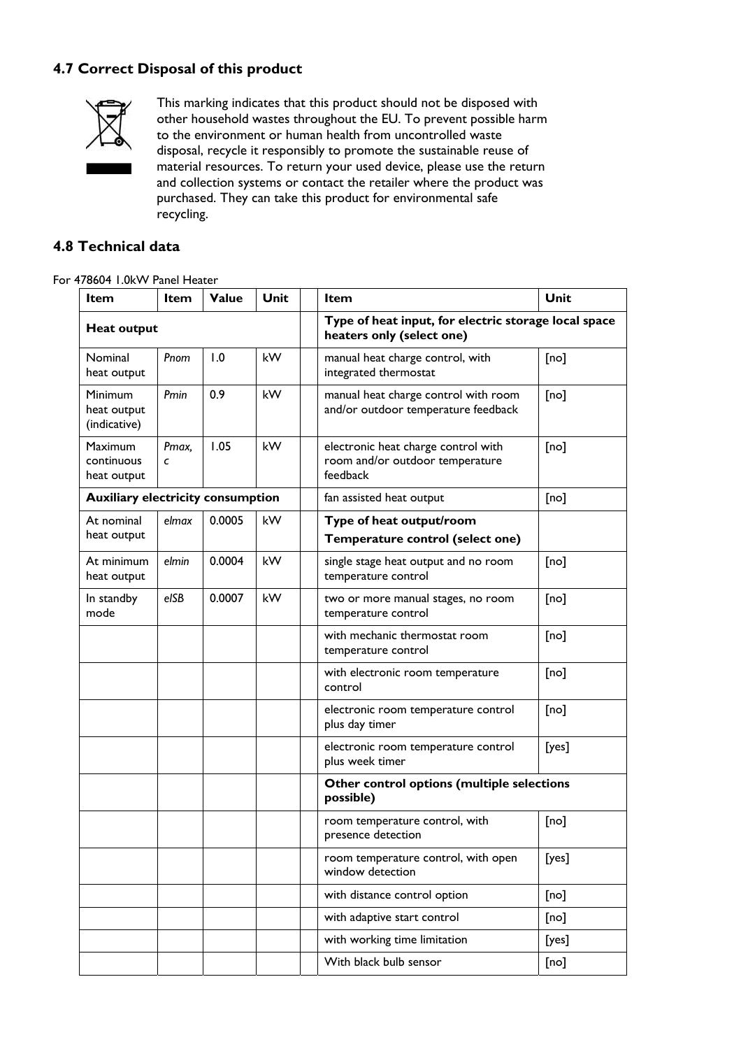## 4.7 Correct Disposal of this product

This marking indicates that this product should not be disposed with other household wastes throughout the EU. To prevent possible harm to the environment or human health from uncontrolled waste disposal, recycle it responsibly to promote the sustainable reuse of material resources. To return your used device, please use the return and collection systems or contact the retailer where the product was purchased. They can take this product for environmental safe recycling.

## 4.8 Technical data

For 478604 1.0kW Panel Heater

| Item | Item | Value | Unit | | Item | Unit |
|---|---|---|---|---|---|---|
| **Heat output** | | | | | **Type of heat input, for electric storage local space heaters only (select one)** | |
| Nominal heat output | *Pnom* | 1.0 | kW | | manual heat charge control, with integrated thermostat | [no] |
| Minimum heat output (indicative) | *Pmin* | 0.9 | kW | | manual heat charge control with room and/or outdoor temperature feedback | [no] |
| Maximum continuous heat output | *Pmax, c* | 1.05 | kW | | electronic heat charge control with room and/or outdoor temperature feedback | [no] |
| **Auxiliary electricity consumption** | | | | | fan assisted heat output | [no] |
| At nominal heat output | *elmax* | 0.0005 | kW | | **Type of heat output/room Temperature control (select one)** | |
| At minimum heat output | *elmin* | 0.0004 | kW | | single stage heat output and no room temperature control | [no] |
| In standby mode | *elSB* | 0.0007 | kW | | two or more manual stages, no room temperature control | [no] |
| | | | | | with mechanic thermostat room temperature control | [no] |
| | | | | | with electronic room temperature control | [no] |
| | | | | | electronic room temperature control plus day timer | [no] |
| | | | | | electronic room temperature control plus week timer | [yes] |
| | | | | | **Other control options (multiple selections possible)** | |
| | | | | | room temperature control, with presence detection | [no] |
| | | | | | room temperature control, with open window detection | [yes] |
| | | | | | with distance control option | [no] |
| | | | | | with adaptive start control | [no] |
| | | | | | with working time limitation | [yes] |
| | | | | | With black bulb sensor | [no] |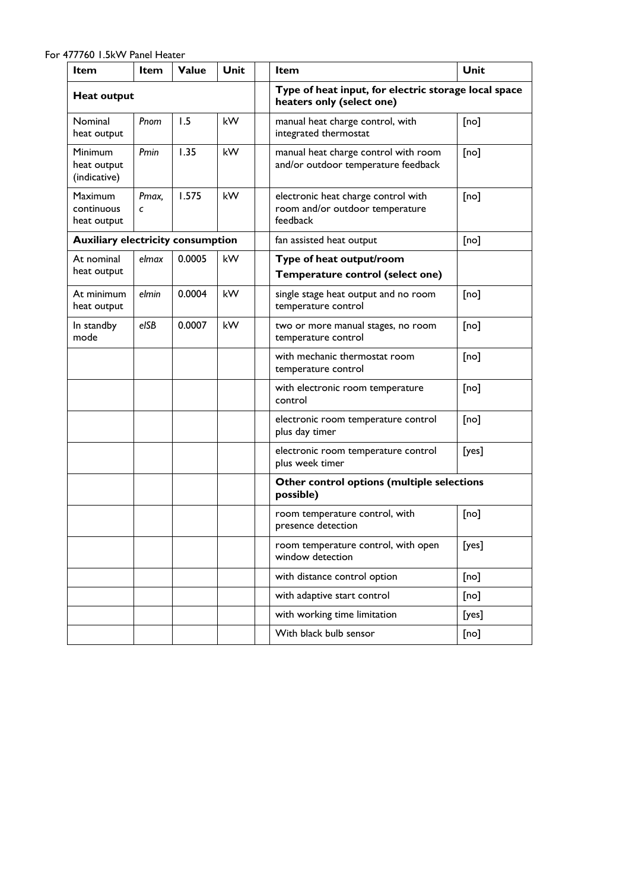For 477760 1.5kW Panel Heater

| Item | Item | Value | Unit | | Item | Unit |
|---|---|---|---|---|---|---|
| **Heat output** | | | | | **Type of heat input, for electric storage local space heaters only (select one)** | |
| Nominal heat output | *Pnom* | 1.5 | kW | | manual heat charge control, with integrated thermostat | [no] |
| Minimum heat output (indicative) | *Pmin* | 1.35 | kW | | manual heat charge control with room and/or outdoor temperature feedback | [no] |
| Maximum continuous heat output | *Pmax, c* | 1.575 | kW | | electronic heat charge control with room and/or outdoor temperature feedback | [no] |
| **Auxiliary electricity consumption** | | | | | fan assisted heat output | [no] |
| At nominal heat output | *elmax* | 0.0005 | kW | | **Type of heat output/room Temperature control (select one)** | |
| At minimum heat output | *elmin* | 0.0004 | kW | | single stage heat output and no room temperature control | [no] |
| In standby mode | *elSB* | 0.0007 | kW | | two or more manual stages, no room temperature control | [no] |
| | | | | | with mechanic thermostat room temperature control | [no] |
| | | | | | with electronic room temperature control | [no] |
| | | | | | electronic room temperature control plus day timer | [no] |
| | | | | | electronic room temperature control plus week timer | [yes] |
| | | | | | **Other control options (multiple selections possible)** | |
| | | | | | room temperature control, with presence detection | [no] |
| | | | | | room temperature control, with open window detection | [yes] |
| | | | | | with distance control option | [no] |
| | | | | | with adaptive start control | [no] |
| | | | | | with working time limitation | [yes] |
| | | | | | With black bulb sensor | [no] |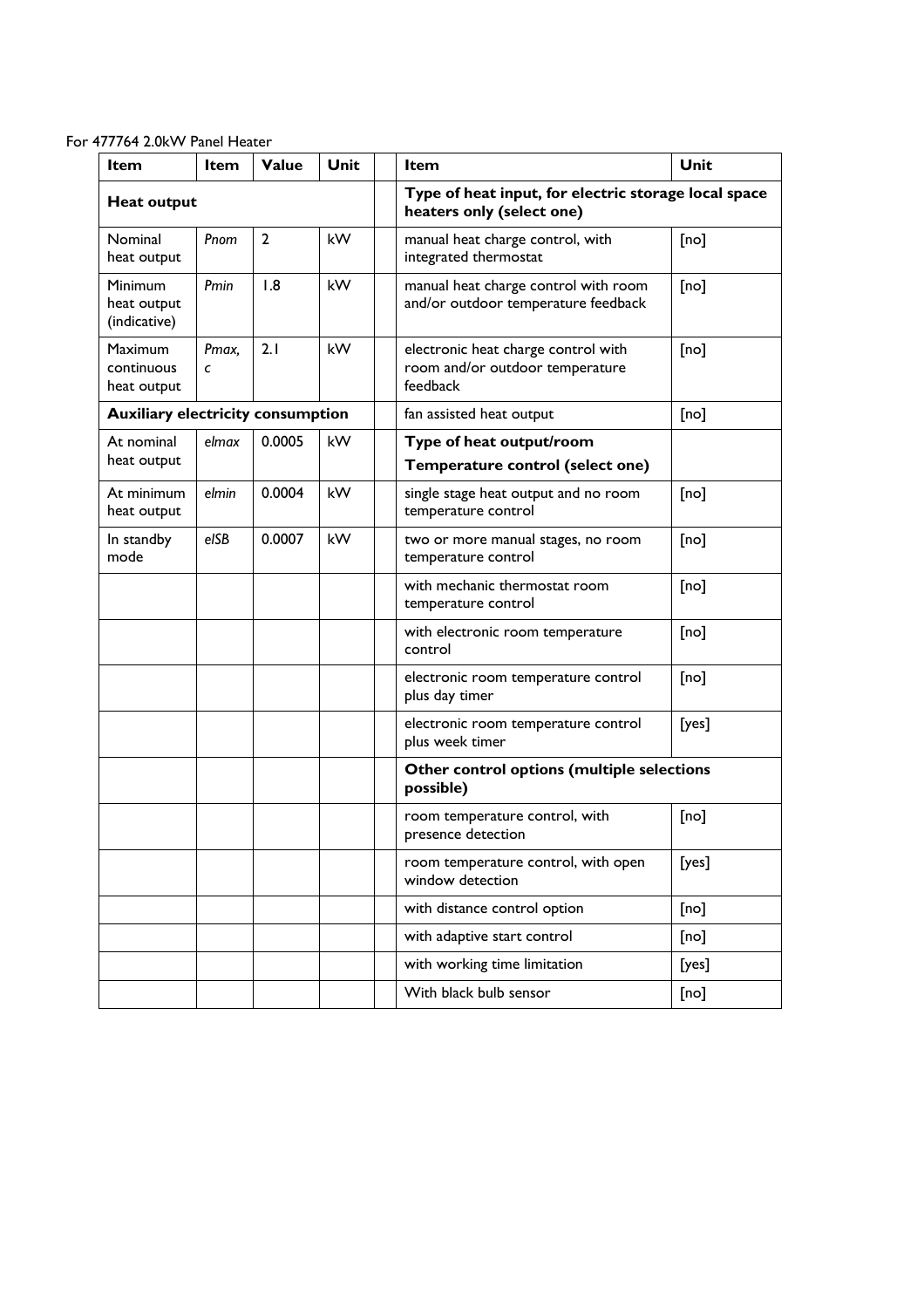For 477764 2.0kW Panel Heater

| Item | Item | Value | Unit | | Item | Unit |
|---|---|---|---|---|---|---|
| **Heat output** | | | | | **Type of heat input, for electric storage local space heaters only (select one)** | |
| Nominal heat output | *Pnom* | 2 | kW | | manual heat charge control, with integrated thermostat | [no] |
| Minimum heat output (indicative) | *Pmin* | 1.8 | kW | | manual heat charge control with room and/or outdoor temperature feedback | [no] |
| Maximum continuous heat output | *Pmax, c* | 2.1 | kW | | electronic heat charge control with room and/or outdoor temperature feedback | [no] |
| **Auxiliary electricity consumption** | | | | | fan assisted heat output | [no] |
| At nominal heat output | *elmax* | 0.0005 | kW | | **Type of heat output/room Temperature control (select one)** | |
| At minimum heat output | *elmin* | 0.0004 | kW | | single stage heat output and no room temperature control | [no] |
| In standby mode | *elSB* | 0.0007 | kW | | two or more manual stages, no room temperature control | [no] |
| | | | | | with mechanic thermostat room temperature control | [no] |
| | | | | | with electronic room temperature control | [no] |
| | | | | | electronic room temperature control plus day timer | [no] |
| | | | | | electronic room temperature control plus week timer | [yes] |
| | | | | | **Other control options (multiple selections possible)** | |
| | | | | | room temperature control, with presence detection | [no] |
| | | | | | room temperature control, with open window detection | [yes] |
| | | | | | with distance control option | [no] |
| | | | | | with adaptive start control | [no] |
| | | | | | with working time limitation | [yes] |
| | | | | | With black bulb sensor | [no] |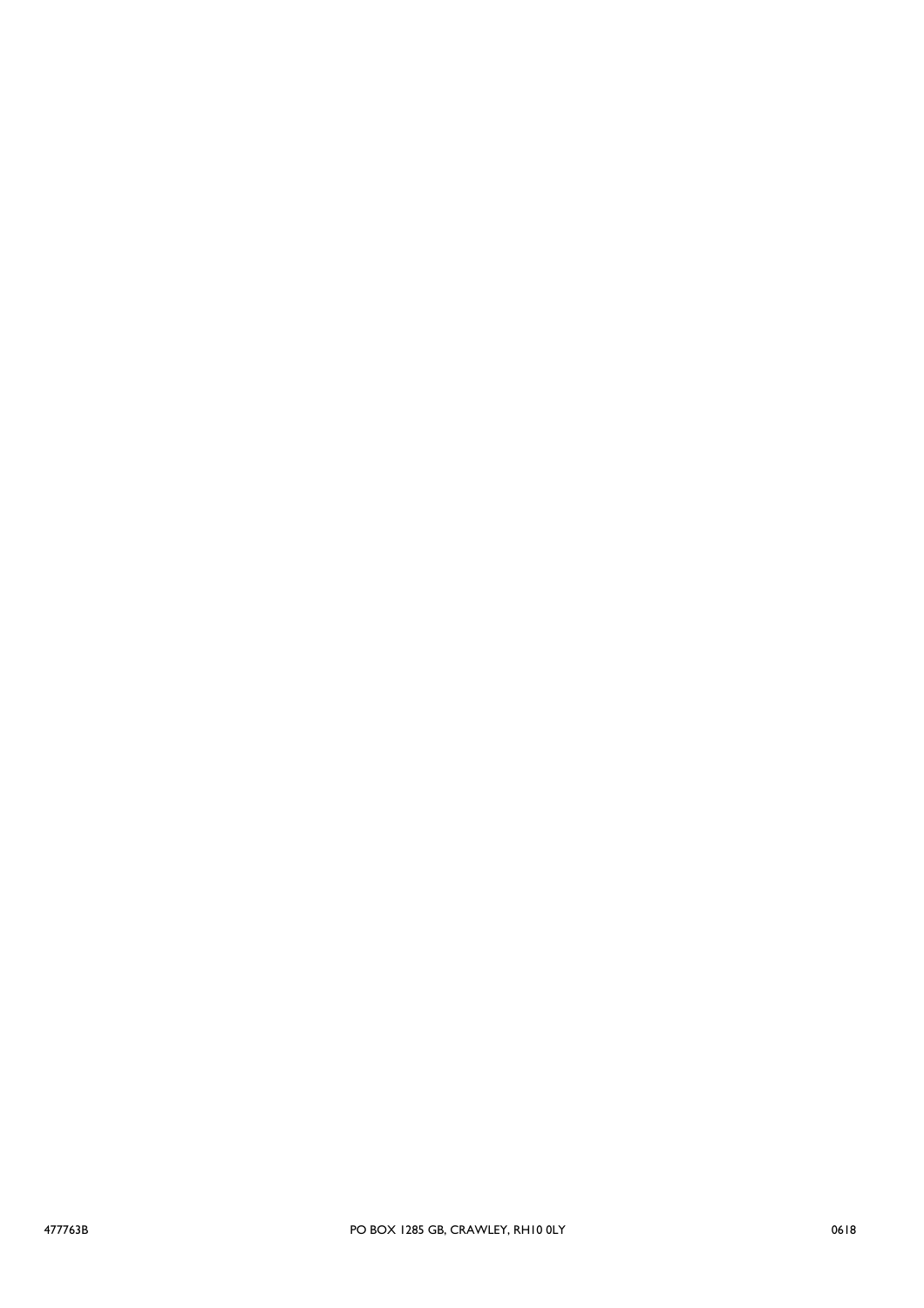477763B

PO BOX 1285 GB, CRAWLEY, RH10 0LY

0618